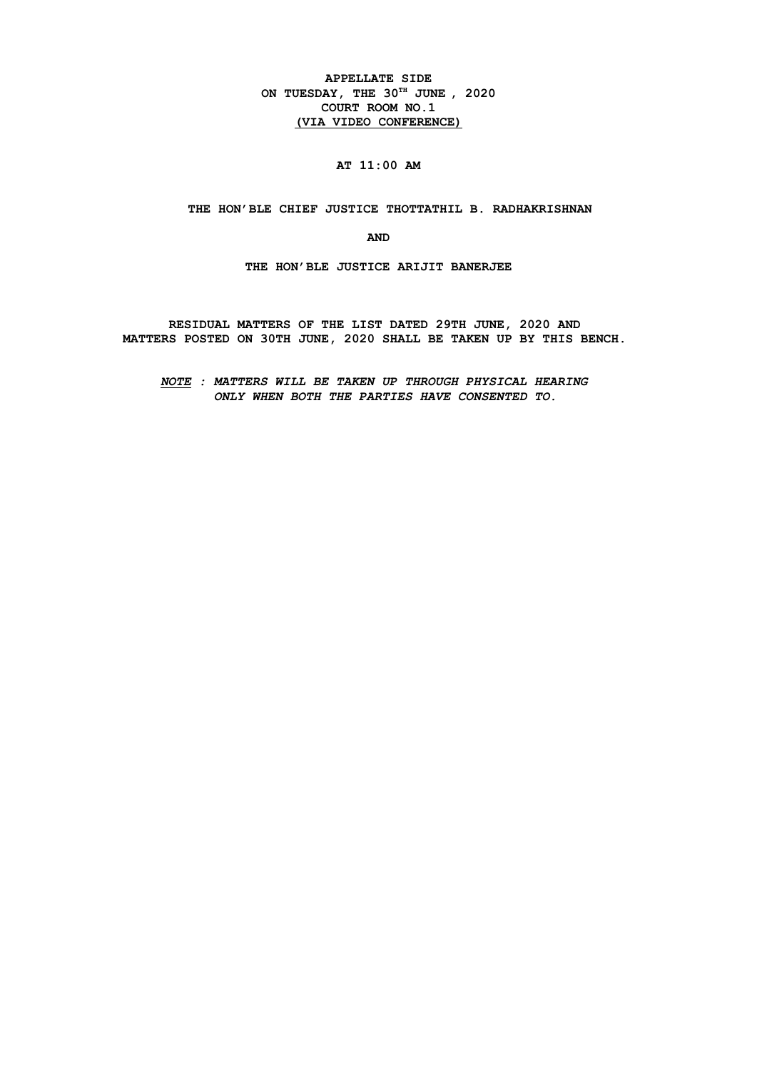**APPELLATE SIDE**
**ON TUESDAY, THE 30TH JUNE , 2020**
**COURT ROOM NO.1**
**(VIA VIDEO CONFERENCE)**

**AT 11:00 AM**

**THE HON'BLE CHIEF JUSTICE THOTTATHIL B. RADHAKRISHNAN**

**AND**

**THE HON'BLE JUSTICE ARIJIT BANERJEE**

**RESIDUAL MATTERS OF THE LIST DATED 29TH JUNE, 2020 AND MATTERS POSTED ON 30TH JUNE, 2020 SHALL BE TAKEN UP BY THIS BENCH.**

***NOTE : MATTERS WILL BE TAKEN UP THROUGH PHYSICAL HEARING ONLY WHEN BOTH THE PARTIES HAVE CONSENTED TO.***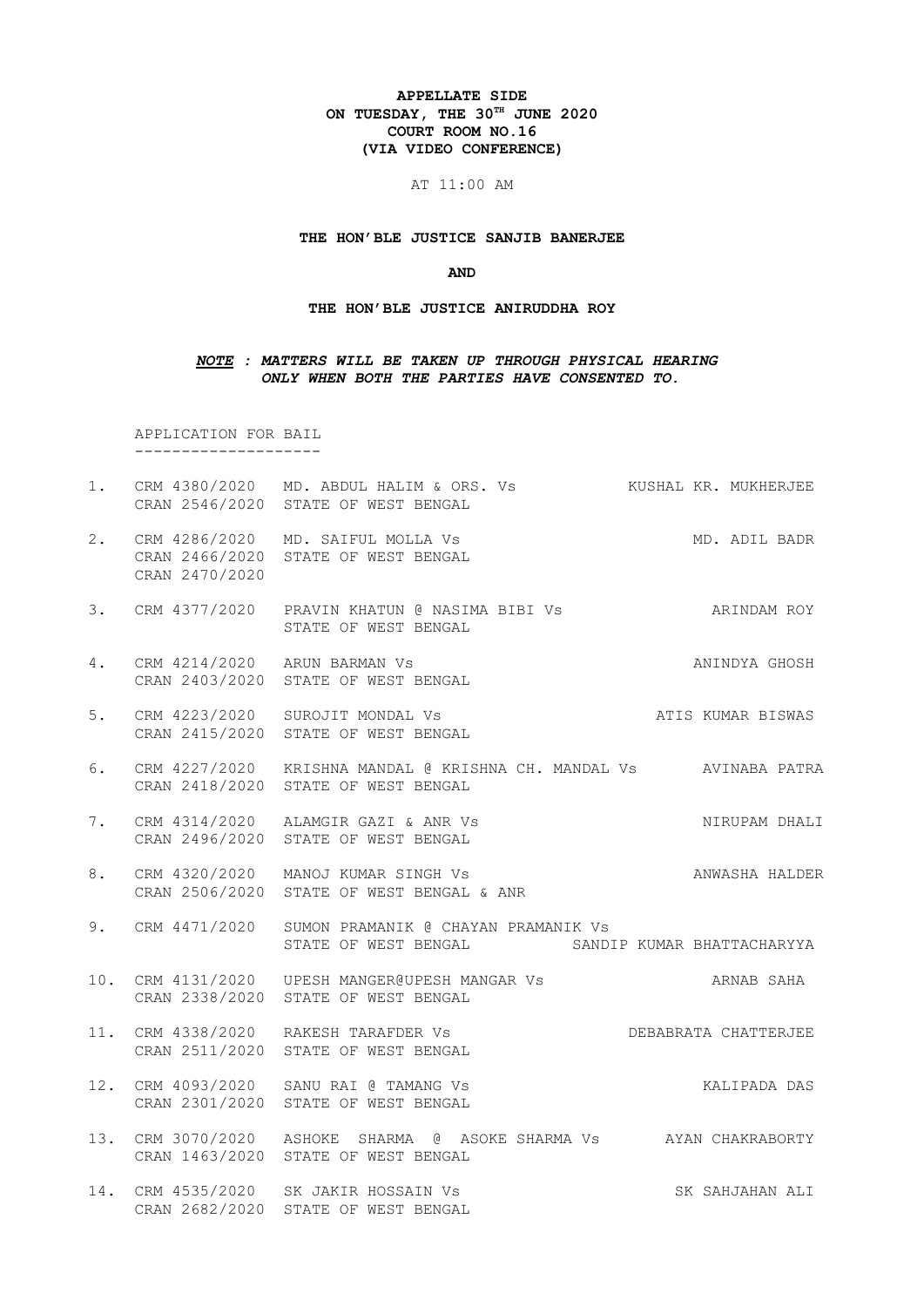**APPELLATE SIDE**
**ON TUESDAY, THE 30TH JUNE 2020**
**COURT ROOM NO.16**
**(VIA VIDEO CONFERENCE)**

AT 11:00 AM

**THE HON'BLE JUSTICE SANJIB BANERJEE**

**AND**

**THE HON'BLE JUSTICE ANIRUDDHA ROY**

***NOTE : MATTERS WILL BE TAKEN UP THROUGH PHYSICAL HEARING ONLY WHEN BOTH THE PARTIES HAVE CONSENTED TO.***

APPLICATION FOR BAIL
--------------------

1. CRM 4380/2020 CRAN 2546/2020 — MD. ABDUL HALIM & ORS. Vs STATE OF WEST BENGAL — KUSHAL KR. MUKHERJEE

2. CRM 4286/2020 CRAN 2466/2020 CRAN 2470/2020 — MD. SAIFUL MOLLA Vs STATE OF WEST BENGAL — MD. ADIL BADR

3. CRM 4377/2020 — PRAVIN KHATUN @ NASIMA BIBI Vs STATE OF WEST BENGAL — ARINDAM ROY

4. CRM 4214/2020 CRAN 2403/2020 — ARUN BARMAN Vs STATE OF WEST BENGAL — ANINDYA GHOSH

5. CRM 4223/2020 CRAN 2415/2020 — SUROJIT MONDAL Vs STATE OF WEST BENGAL — ATIS KUMAR BISWAS

6. CRM 4227/2020 CRAN 2418/2020 — KRISHNA MANDAL @ KRISHNA CH. MANDAL Vs STATE OF WEST BENGAL — AVINABA PATRA

7. CRM 4314/2020 CRAN 2496/2020 — ALAMGIR GAZI & ANR Vs STATE OF WEST BENGAL — NIRUPAM DHALI

8. CRM 4320/2020 CRAN 2506/2020 — MANOJ KUMAR SINGH Vs STATE OF WEST BENGAL & ANR — ANWASHA HALDER

9. CRM 4471/2020 — SUMON PRAMANIK @ CHAYAN PRAMANIK Vs STATE OF WEST BENGAL — SANDIP KUMAR BHATTACHARYYA

10. CRM 4131/2020 CRAN 2338/2020 — UPESH MANGER@UPESH MANGAR Vs STATE OF WEST BENGAL — ARNAB SAHA

11. CRM 4338/2020 CRAN 2511/2020 — RAKESH TARAFDER Vs STATE OF WEST BENGAL — DEBABRATA CHATTERJEE

12. CRM 4093/2020 CRAN 2301/2020 — SANU RAI @ TAMANG Vs STATE OF WEST BENGAL — KALIPADA DAS

13. CRM 3070/2020 CRAN 1463/2020 — ASHOKE SHARMA @ ASOKE SHARMA Vs STATE OF WEST BENGAL — AYAN CHAKRABORTY

14. CRM 4535/2020 CRAN 2682/2020 — SK JAKIR HOSSAIN Vs STATE OF WEST BENGAL — SK SAHJAHAN ALI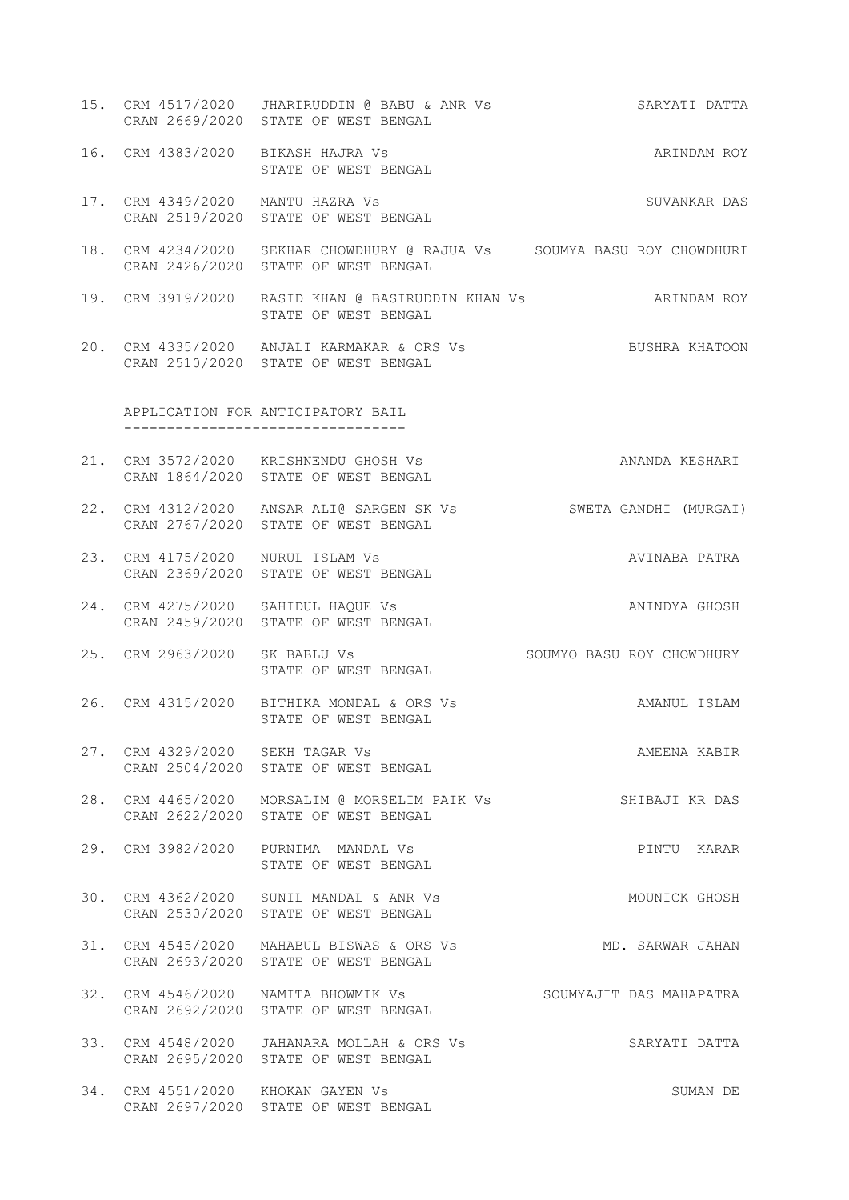| No. | Case No. | Parties | Advocate |
|---|---|---|---|
| 15. | CRM 4517/2020 CRAN 2669/2020 | JHARIRUDDIN @ BABU & ANR Vs STATE OF WEST BENGAL | SARYATI DATTA |
| 16. | CRM 4383/2020 | BIKASH HAJRA Vs STATE OF WEST BENGAL | ARINDAM ROY |
| 17. | CRM 4349/2020 CRAN 2519/2020 | MANTU HAZRA Vs STATE OF WEST BENGAL | SUVANKAR DAS |
| 18. | CRM 4234/2020 CRAN 2426/2020 | SEKHAR CHOWDHURY @ RAJUA Vs STATE OF WEST BENGAL | SOUMYA BASU ROY CHOWDHURI |
| 19. | CRM 3919/2020 | RASID KHAN @ BASIRUDDIN KHAN Vs STATE OF WEST BENGAL | ARINDAM ROY |
| 20. | CRM 4335/2020 CRAN 2510/2020 | ANJALI KARMAKAR & ORS Vs STATE OF WEST BENGAL | BUSHRA KHATOON |

APPLICATION FOR ANTICIPATORY BAIL
---------------------------------

| No. | Case No. | Parties | Advocate |
|---|---|---|---|
| 21. | CRM 3572/2020 CRAN 1864/2020 | KRISHNENDU GHOSH Vs STATE OF WEST BENGAL | ANANDA KESHARI |
| 22. | CRM 4312/2020 CRAN 2767/2020 | ANSAR ALI@ SARGEN SK Vs STATE OF WEST BENGAL | SWETA GANDHI (MURGAI) |
| 23. | CRM 4175/2020 CRAN 2369/2020 | NURUL ISLAM Vs STATE OF WEST BENGAL | AVINABA PATRA |
| 24. | CRM 4275/2020 CRAN 2459/2020 | SAHIDUL HAQUE Vs STATE OF WEST BENGAL | ANINDYA GHOSH |
| 25. | CRM 2963/2020 | SK BABLU Vs STATE OF WEST BENGAL | SOUMYO BASU ROY CHOWDHURY |
| 26. | CRM 4315/2020 | BITHIKA MONDAL & ORS Vs STATE OF WEST BENGAL | AMANUL ISLAM |
| 27. | CRM 4329/2020 CRAN 2504/2020 | SEKH TAGAR Vs STATE OF WEST BENGAL | AMEENA KABIR |
| 28. | CRM 4465/2020 CRAN 2622/2020 | MORSALIM @ MORSELIM PAIK Vs STATE OF WEST BENGAL | SHIBAJI KR DAS |
| 29. | CRM 3982/2020 | PURNIMA MANDAL Vs STATE OF WEST BENGAL | PINTU KARAR |
| 30. | CRM 4362/2020 CRAN 2530/2020 | SUNIL MANDAL & ANR Vs STATE OF WEST BENGAL | MOUNICK GHOSH |
| 31. | CRM 4545/2020 CRAN 2693/2020 | MAHABUL BISWAS & ORS Vs STATE OF WEST BENGAL | MD. SARWAR JAHAN |
| 32. | CRM 4546/2020 CRAN 2692/2020 | NAMITA BHOWMIK Vs STATE OF WEST BENGAL | SOUMYAJIT DAS MAHAPATRA |
| 33. | CRM 4548/2020 CRAN 2695/2020 | JAHANARA MOLLAH & ORS Vs STATE OF WEST BENGAL | SARYATI DATTA |
| 34. | CRM 4551/2020 CRAN 2697/2020 | KHOKAN GAYEN Vs STATE OF WEST BENGAL | SUMAN DE |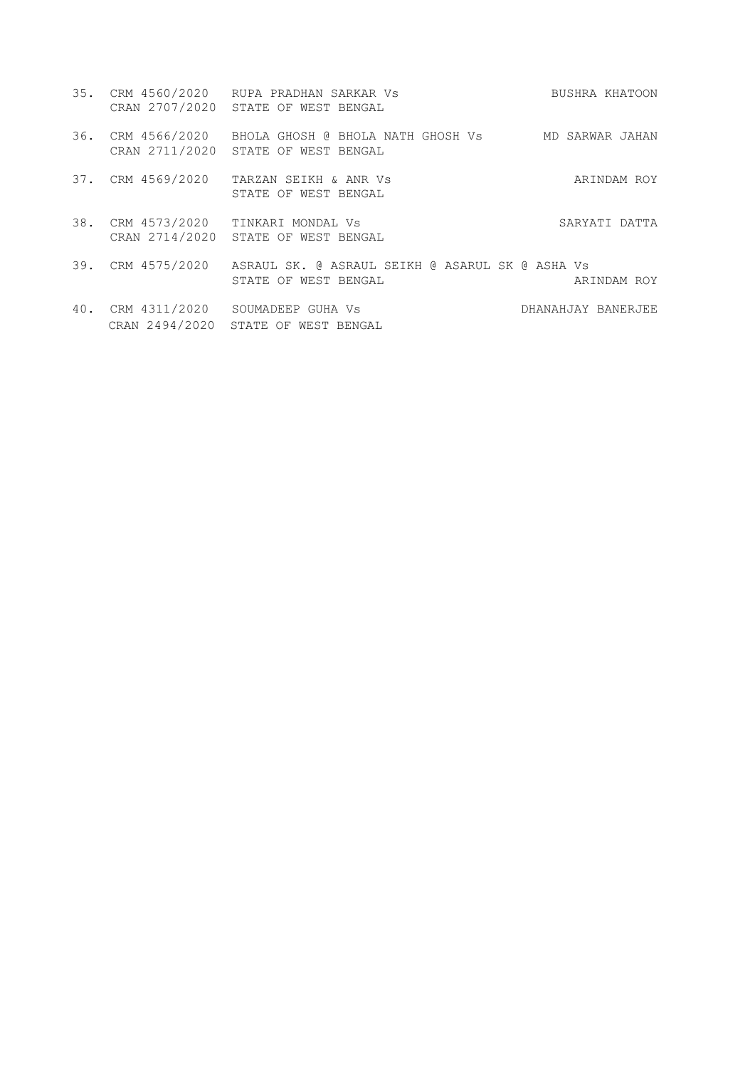35. CRM 4560/2020 CRAN 2707/2020 RUPA PRADHAN SARKAR Vs STATE OF WEST BENGAL BUSHRA KHATOON

36. CRM 4566/2020 CRAN 2711/2020 BHOLA GHOSH @ BHOLA NATH GHOSH Vs STATE OF WEST BENGAL MD SARWAR JAHAN

37. CRM 4569/2020 TARZAN SEIKH & ANR Vs STATE OF WEST BENGAL ARINDAM ROY

38. CRM 4573/2020 CRAN 2714/2020 TINKARI MONDAL Vs STATE OF WEST BENGAL SARYATI DATTA

39. CRM 4575/2020 ASRAUL SK. @ ASRAUL SEIKH @ ASARUL SK @ ASHA Vs STATE OF WEST BENGAL ARINDAM ROY

40. CRM 4311/2020 CRAN 2494/2020 SOUMADEEP GUHA Vs STATE OF WEST BENGAL DHANAHJAY BANERJEE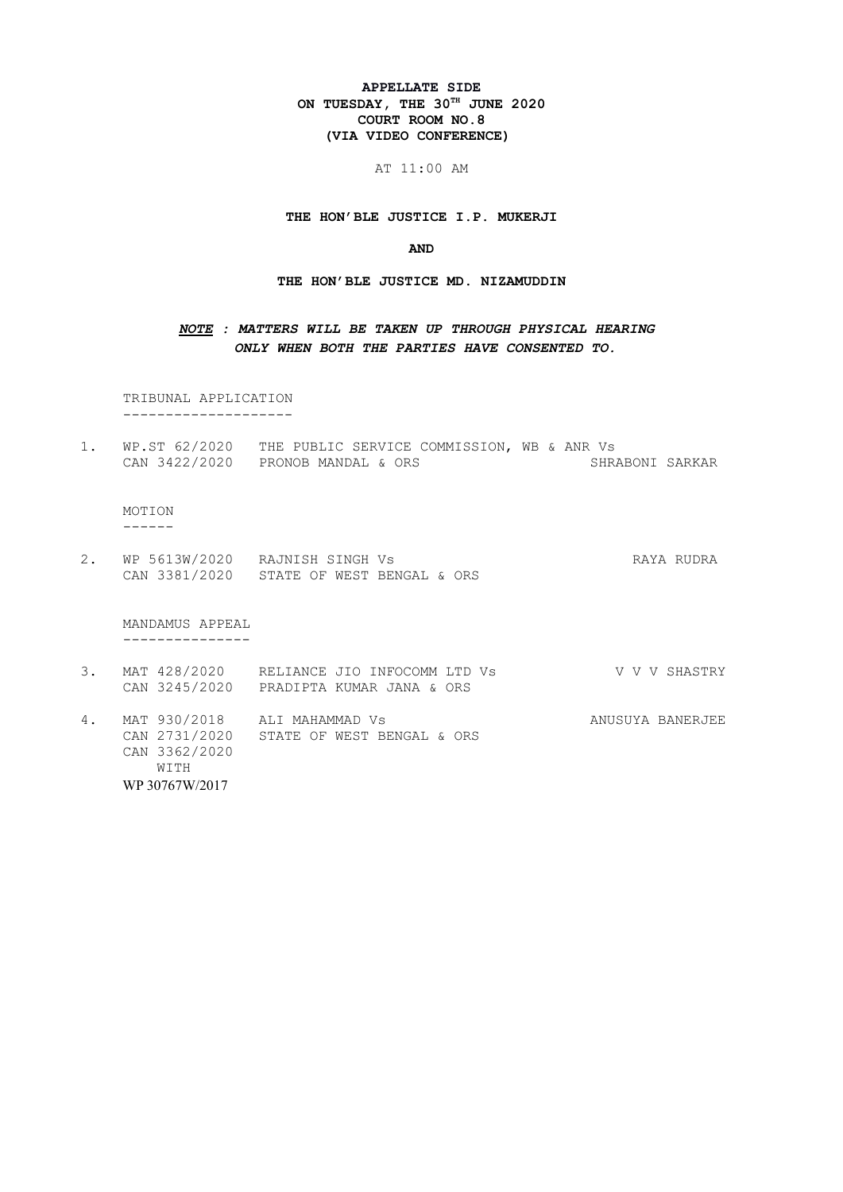**APPELLATE SIDE**
**ON TUESDAY, THE 30TH JUNE 2020**
**COURT ROOM NO.8**
**(VIA VIDEO CONFERENCE)**

AT 11:00 AM

**THE HON'BLE JUSTICE I.P. MUKERJI**

**AND**

**THE HON'BLE JUSTICE MD. NIZAMUDDIN**

***NOTE : MATTERS WILL BE TAKEN UP THROUGH PHYSICAL HEARING ONLY WHEN BOTH THE PARTIES HAVE CONSENTED TO.***

TRIBUNAL APPLICATION
--------------------

1. WP.ST 62/2020 CAN 3422/2020 — THE PUBLIC SERVICE COMMISSION, WB & ANR Vs PRONOB MANDAL & ORS — SHRABONI SARKAR

MOTION
------

2. WP 5613W/2020 CAN 3381/2020 — RAJNISH SINGH Vs STATE OF WEST BENGAL & ORS — RAYA RUDRA

MANDAMUS APPEAL
---------------

3. MAT 428/2020 CAN 3245/2020 — RELIANCE JIO INFOCOMM LTD Vs PRADIPTA KUMAR JANA & ORS — V V V SHASTRY
4. MAT 930/2018 CAN 2731/2020 CAN 3362/2020 WITH WP 30767W/2017 — ALI MAHAMMAD Vs STATE OF WEST BENGAL & ORS — ANUSUYA BANERJEE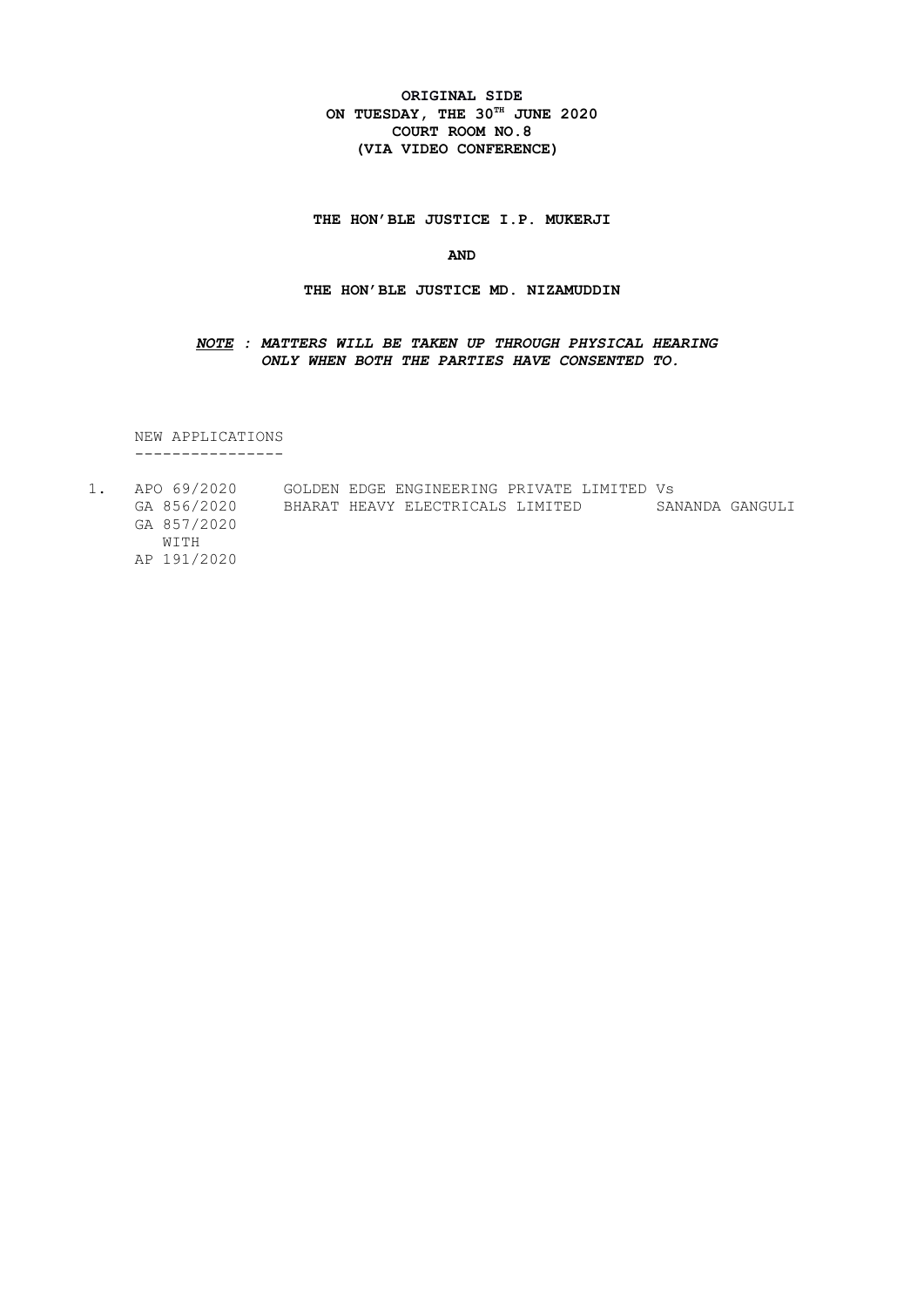**ORIGINAL SIDE**
**ON TUESDAY, THE 30TH JUNE 2020**
**COURT ROOM NO.8**
**(VIA VIDEO CONFERENCE)**

**THE HON'BLE JUSTICE I.P. MUKERJI**

**AND**

**THE HON'BLE JUSTICE MD. NIZAMUDDIN**

***NOTE : MATTERS WILL BE TAKEN UP THROUGH PHYSICAL HEARING ONLY WHEN BOTH THE PARTIES HAVE CONSENTED TO.***

NEW APPLICATIONS

| | | | |
|---|---|---|---|
| 1. | APO 69/2020<br>GA 856/2020<br>GA 857/2020<br>WITH<br>AP 191/2020 | GOLDEN EDGE ENGINEERING PRIVATE LIMITED Vs<br>BHARAT HEAVY ELECTRICALS LIMITED | SANANDA GANGULI |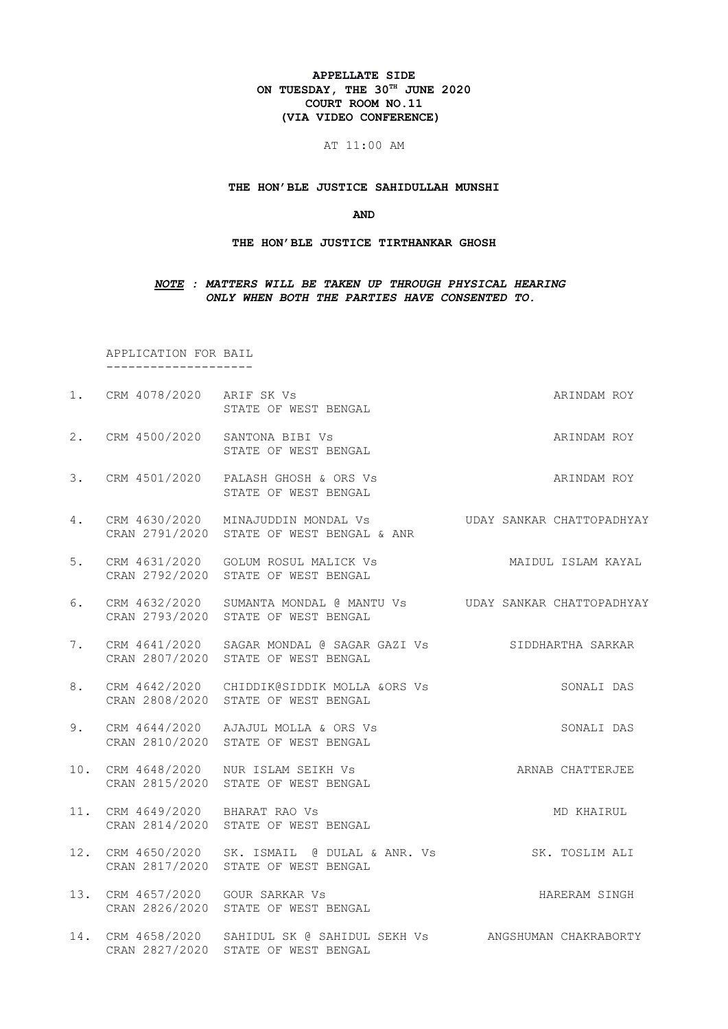**APPELLATE SIDE**
**ON TUESDAY, THE 30TH JUNE 2020**
**COURT ROOM NO.11**
**(VIA VIDEO CONFERENCE)**

AT 11:00 AM

**THE HON'BLE JUSTICE SAHIDULLAH MUNSHI**

**AND**

**THE HON'BLE JUSTICE TIRTHANKAR GHOSH**

***NOTE : MATTERS WILL BE TAKEN UP THROUGH PHYSICAL HEARING ONLY WHEN BOTH THE PARTIES HAVE CONSENTED TO.***

APPLICATION FOR BAIL
--------------------

| No. | Case No. | Parties | Advocate |
|---|---|---|---|
| 1. | CRM 4078/2020 | ARIF SK Vs<br>STATE OF WEST BENGAL | ARINDAM ROY |
| 2. | CRM 4500/2020 | SANTONA BIBI Vs<br>STATE OF WEST BENGAL | ARINDAM ROY |
| 3. | CRM 4501/2020 | PALASH GHOSH & ORS Vs<br>STATE OF WEST BENGAL | ARINDAM ROY |
| 4. | CRM 4630/2020<br>CRAN 2791/2020 | MINAJUDDIN MONDAL Vs<br>STATE OF WEST BENGAL & ANR | UDAY SANKAR CHATTOPADHYAY |
| 5. | CRM 4631/2020<br>CRAN 2792/2020 | GOLUM ROSUL MALICK Vs<br>STATE OF WEST BENGAL | MAIDUL ISLAM KAYAL |
| 6. | CRM 4632/2020<br>CRAN 2793/2020 | SUMANTA MONDAL @ MANTU Vs<br>STATE OF WEST BENGAL | UDAY SANKAR CHATTOPADHYAY |
| 7. | CRM 4641/2020<br>CRAN 2807/2020 | SAGAR MONDAL @ SAGAR GAZI Vs<br>STATE OF WEST BENGAL | SIDDHARTHA SARKAR |
| 8. | CRM 4642/2020<br>CRAN 2808/2020 | CHIDDIK@SIDDIK MOLLA &ORS Vs<br>STATE OF WEST BENGAL | SONALI DAS |
| 9. | CRM 4644/2020<br>CRAN 2810/2020 | AJAJUL MOLLA & ORS Vs<br>STATE OF WEST BENGAL | SONALI DAS |
| 10. | CRM 4648/2020<br>CRAN 2815/2020 | NUR ISLAM SEIKH Vs<br>STATE OF WEST BENGAL | ARNAB CHATTERJEE |
| 11. | CRM 4649/2020<br>CRAN 2814/2020 | BHARAT RAO Vs<br>STATE OF WEST BENGAL | MD KHAIRUL |
| 12. | CRM 4650/2020<br>CRAN 2817/2020 | SK. ISMAIL @ DULAL & ANR. Vs<br>STATE OF WEST BENGAL | SK. TOSLIM ALI |
| 13. | CRM 4657/2020<br>CRAN 2826/2020 | GOUR SARKAR Vs<br>STATE OF WEST BENGAL | HARERAM SINGH |
| 14. | CRM 4658/2020<br>CRAN 2827/2020 | SAHIDUL SK @ SAHIDUL SEKH Vs<br>STATE OF WEST BENGAL | ANGSHUMAN CHAKRABORTY |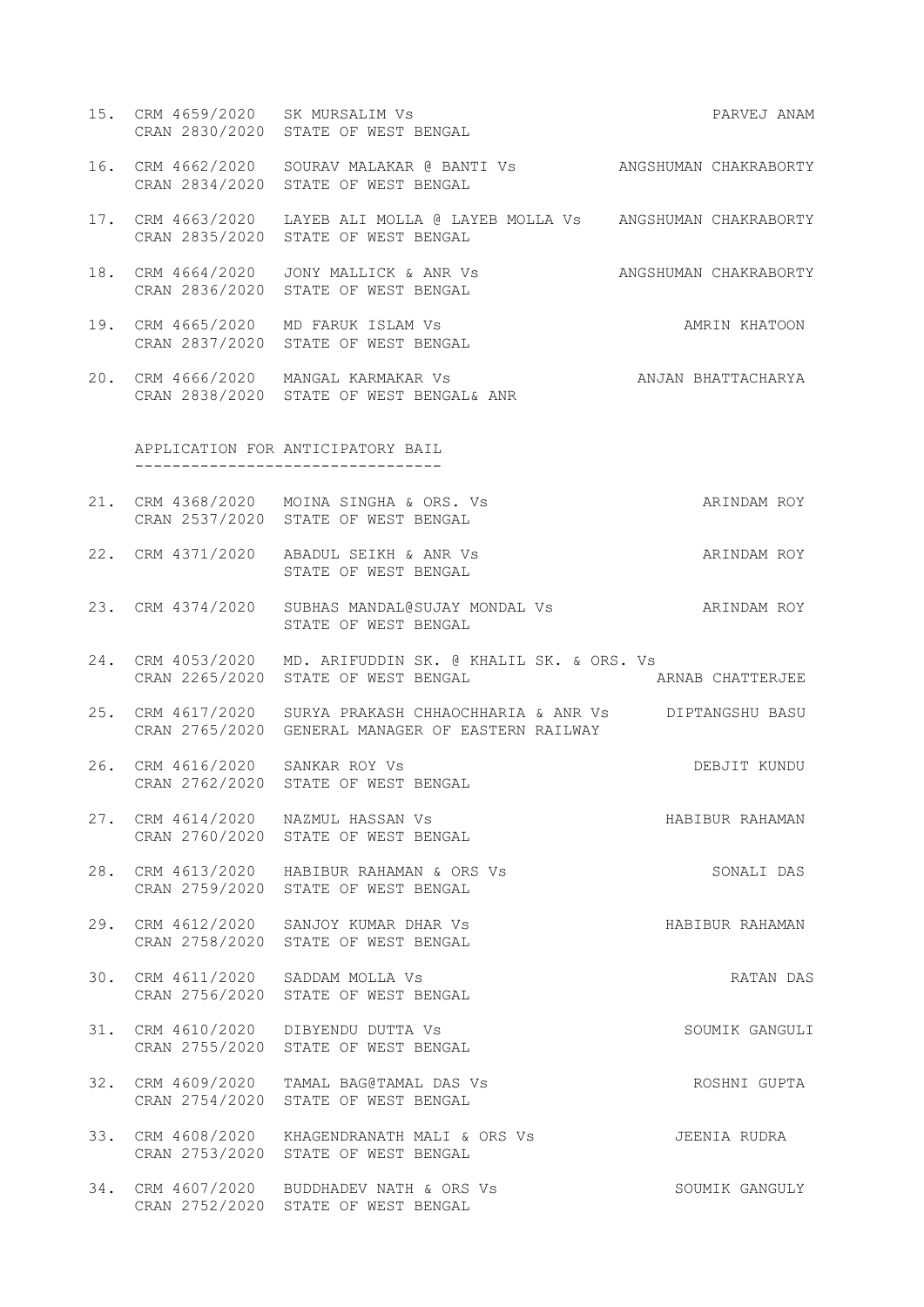15. CRM 4659/2020 CRAN 2830/2020 SK MURSALIM Vs STATE OF WEST BENGAL — PARVEJ ANAM

16. CRM 4662/2020 CRAN 2834/2020 SOURAV MALAKAR @ BANTI Vs STATE OF WEST BENGAL — ANGSHUMAN CHAKRABORTY

17. CRM 4663/2020 CRAN 2835/2020 LAYEB ALI MOLLA @ LAYEB MOLLA Vs STATE OF WEST BENGAL — ANGSHUMAN CHAKRABORTY

18. CRM 4664/2020 CRAN 2836/2020 JONY MALLICK & ANR Vs STATE OF WEST BENGAL — ANGSHUMAN CHAKRABORTY

19. CRM 4665/2020 CRAN 2837/2020 MD FARUK ISLAM Vs STATE OF WEST BENGAL — AMRIN KHATOON

20. CRM 4666/2020 CRAN 2838/2020 MANGAL KARMAKAR Vs STATE OF WEST BENGAL& ANR — ANJAN BHATTACHARYA

## APPLICATION FOR ANTICIPATORY BAIL

21. CRM 4368/2020 CRAN 2537/2020 MOINA SINGHA & ORS. Vs STATE OF WEST BENGAL — ARINDAM ROY

22. CRM 4371/2020 ABADUL SEIKH & ANR Vs STATE OF WEST BENGAL — ARINDAM ROY

23. CRM 4374/2020 SUBHAS MANDAL@SUJAY MONDAL Vs STATE OF WEST BENGAL — ARINDAM ROY

24. CRM 4053/2020 CRAN 2265/2020 MD. ARIFUDDIN SK. @ KHALIL SK. & ORS. Vs STATE OF WEST BENGAL — ARNAB CHATTERJEE

25. CRM 4617/2020 CRAN 2765/2020 SURYA PRAKASH CHHAOCHHARIA & ANR Vs GENERAL MANAGER OF EASTERN RAILWAY — DIPTANGSHU BASU

26. CRM 4616/2020 CRAN 2762/2020 SANKAR ROY Vs STATE OF WEST BENGAL — DEBJIT KUNDU

27. CRM 4614/2020 CRAN 2760/2020 NAZMUL HASSAN Vs STATE OF WEST BENGAL — HABIBUR RAHAMAN

28. CRM 4613/2020 CRAN 2759/2020 HABIBUR RAHAMAN & ORS Vs STATE OF WEST BENGAL — SONALI DAS

29. CRM 4612/2020 CRAN 2758/2020 SANJOY KUMAR DHAR Vs STATE OF WEST BENGAL — HABIBUR RAHAMAN

30. CRM 4611/2020 CRAN 2756/2020 SADDAM MOLLA Vs STATE OF WEST BENGAL — RATAN DAS

31. CRM 4610/2020 CRAN 2755/2020 DIBYENDU DUTTA Vs STATE OF WEST BENGAL — SOUMIK GANGULI

32. CRM 4609/2020 CRAN 2754/2020 TAMAL BAG@TAMAL DAS Vs STATE OF WEST BENGAL — ROSHNI GUPTA

33. CRM 4608/2020 CRAN 2753/2020 KHAGENDRANATH MALI & ORS Vs STATE OF WEST BENGAL — JEENIA RUDRA

34. CRM 4607/2020 CRAN 2752/2020 BUDDHADEV NATH & ORS Vs STATE OF WEST BENGAL — SOUMIK GANGULY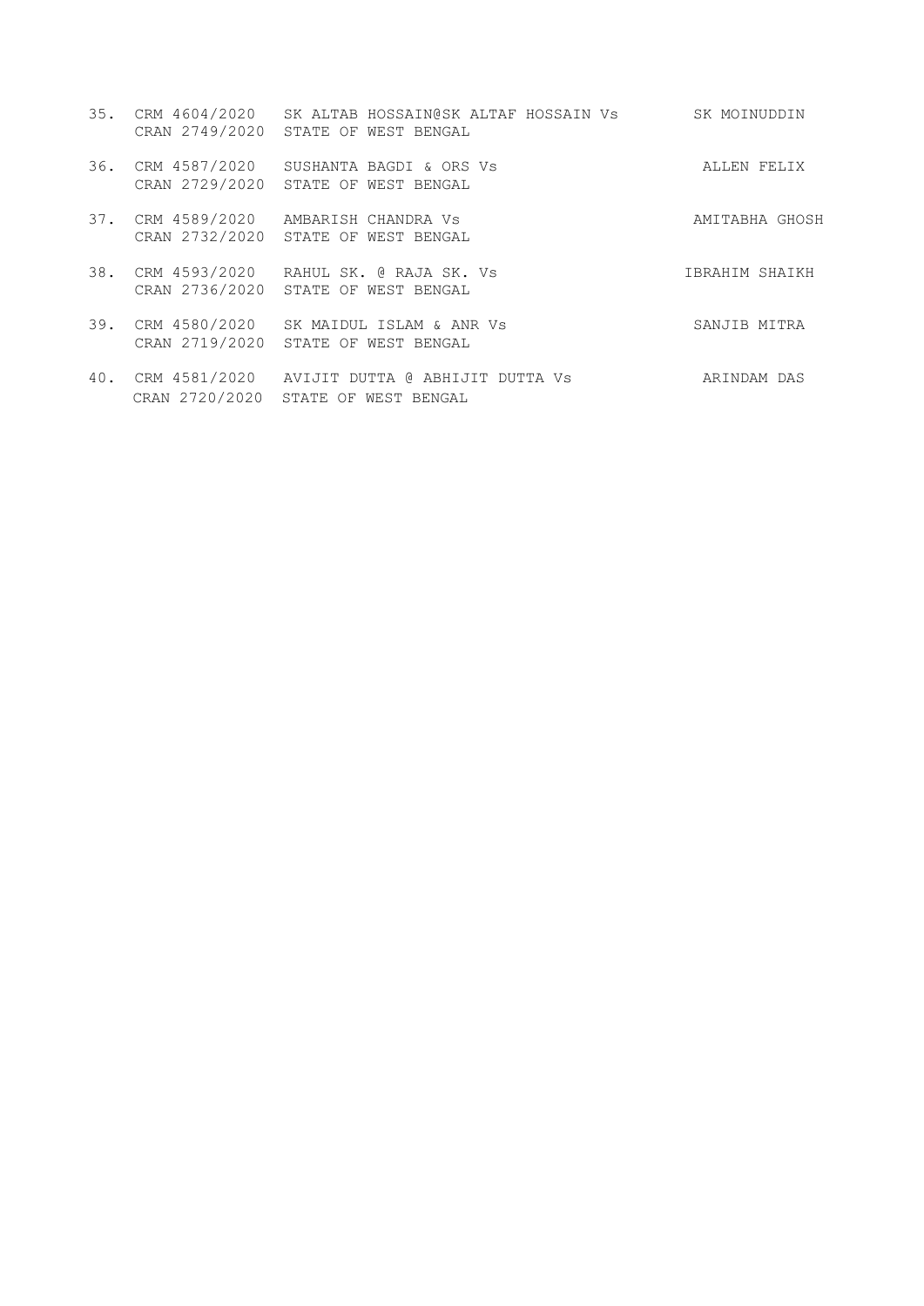35. CRM 4604/2020 SK ALTAB HOSSAIN@SK ALTAF HOSSAIN Vs SK MOINUDDIN
    CRAN 2749/2020 STATE OF WEST BENGAL

36. CRM 4587/2020 SUSHANTA BAGDI & ORS Vs ALLEN FELIX
    CRAN 2729/2020 STATE OF WEST BENGAL

37. CRM 4589/2020 AMBARISH CHANDRA Vs AMITABHA GHOSH
    CRAN 2732/2020 STATE OF WEST BENGAL

38. CRM 4593/2020 RAHUL SK. @ RAJA SK. Vs IBRAHIM SHAIKH
    CRAN 2736/2020 STATE OF WEST BENGAL

39. CRM 4580/2020 SK MAIDUL ISLAM & ANR Vs SANJIB MITRA
    CRAN 2719/2020 STATE OF WEST BENGAL

40. CRM 4581/2020 AVIJIT DUTTA @ ABHIJIT DUTTA Vs ARINDAM DAS
    CRAN 2720/2020 STATE OF WEST BENGAL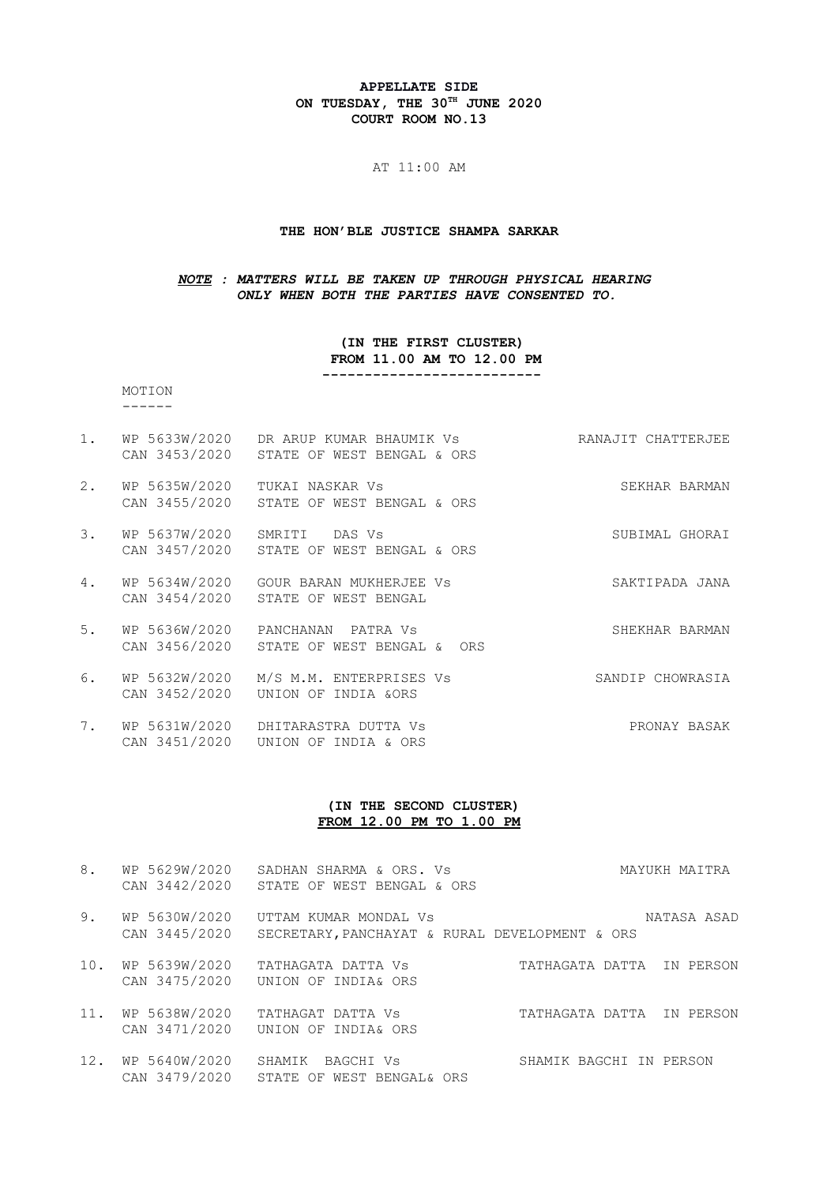**APPELLATE SIDE**
**ON TUESDAY, THE 30TH JUNE 2020**
**COURT ROOM NO.13**

AT 11:00 AM

**THE HON'BLE JUSTICE SHAMPA SARKAR**

***NOTE : MATTERS WILL BE TAKEN UP THROUGH PHYSICAL HEARING ONLY WHEN BOTH THE PARTIES HAVE CONSENTED TO.***

**(IN THE FIRST CLUSTER)**
**FROM 11.00 AM TO 12.00 PM**

MOTION

| No. | Case No. | Parties | Advocate |
|---|---|---|---|
| 1. | WP 5633W/2020<br>CAN 3453/2020 | DR ARUP KUMAR BHAUMIK Vs<br>STATE OF WEST BENGAL & ORS | RANAJIT CHATTERJEE |
| 2. | WP 5635W/2020<br>CAN 3455/2020 | TUKAI NASKAR Vs<br>STATE OF WEST BENGAL & ORS | SEKHAR BARMAN |
| 3. | WP 5637W/2020<br>CAN 3457/2020 | SMRITI DAS Vs<br>STATE OF WEST BENGAL & ORS | SUBIMAL GHORAI |
| 4. | WP 5634W/2020<br>CAN 3454/2020 | GOUR BARAN MUKHERJEE Vs<br>STATE OF WEST BENGAL | SAKTIPADA JANA |
| 5. | WP 5636W/2020<br>CAN 3456/2020 | PANCHANAN PATRA Vs<br>STATE OF WEST BENGAL & ORS | SHEKHAR BARMAN |
| 6. | WP 5632W/2020<br>CAN 3452/2020 | M/S M.M. ENTERPRISES Vs<br>UNION OF INDIA &ORS | SANDIP CHOWRASIA |
| 7. | WP 5631W/2020<br>CAN 3451/2020 | DHITARASTRA DUTTA Vs<br>UNION OF INDIA & ORS | PRONAY BASAK |

**(IN THE SECOND CLUSTER)**
**FROM 12.00 PM TO 1.00 PM**

| No. | Case No. | Parties | Advocate |
|---|---|---|---|
| 8. | WP 5629W/2020<br>CAN 3442/2020 | SADHAN SHARMA & ORS. Vs<br>STATE OF WEST BENGAL & ORS | MAYUKH MAITRA |
| 9. | WP 5630W/2020<br>CAN 3445/2020 | UTTAM KUMAR MONDAL Vs<br>SECRETARY, PANCHAYAT & RURAL DEVELOPMENT & ORS | NATASA ASAD |
| 10. | WP 5639W/2020<br>CAN 3475/2020 | TATHAGATA DATTA Vs<br>UNION OF INDIA& ORS | TATHAGATA DATTA IN PERSON |
| 11. | WP 5638W/2020<br>CAN 3471/2020 | TATHAGAT DATTA Vs<br>UNION OF INDIA& ORS | TATHAGATA DATTA IN PERSON |
| 12. | WP 5640W/2020<br>CAN 3479/2020 | SHAMIK BAGCHI Vs<br>STATE OF WEST BENGAL& ORS | SHAMIK BAGCHI IN PERSON |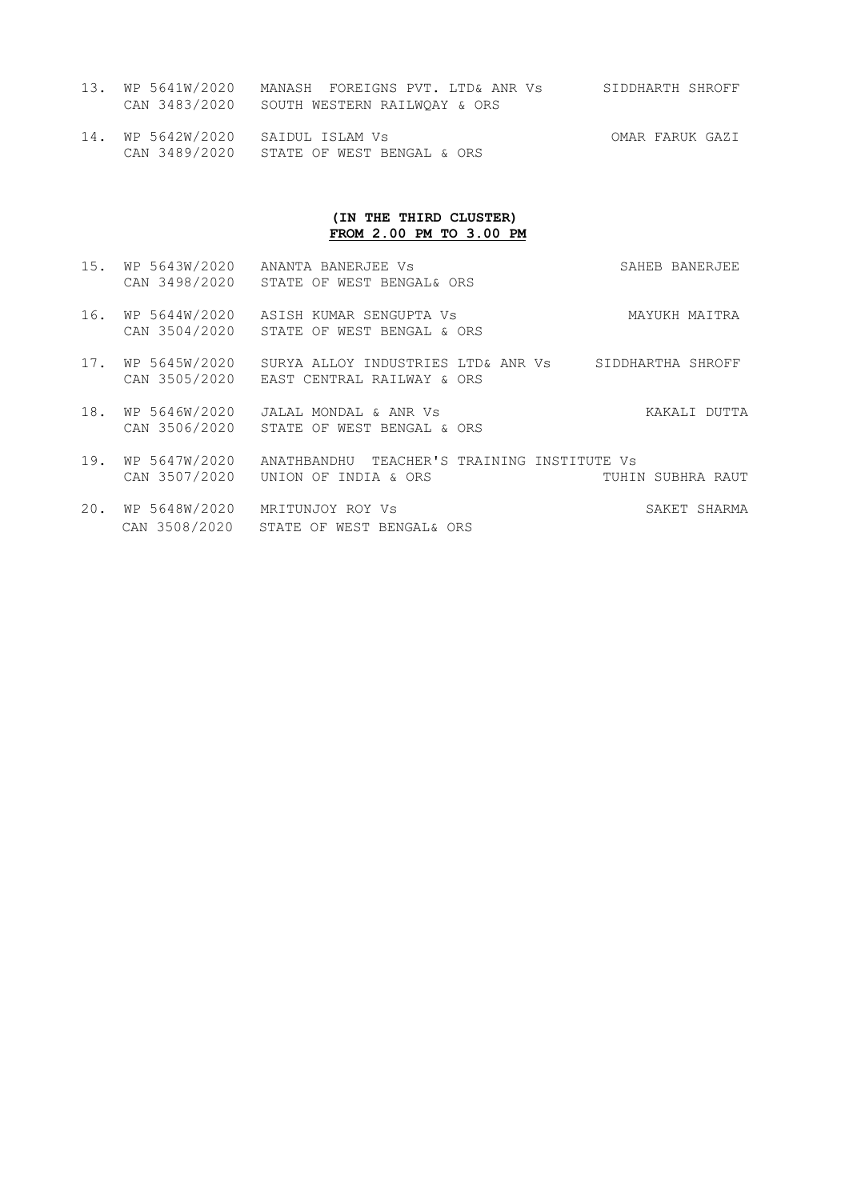| | | | |
|---|---|---|---|
| 13. | WP 5641W/2020<br>CAN 3483/2020 | MANASH FOREIGNS PVT. LTD& ANR Vs<br>SOUTH WESTERN RAILWQAY & ORS | SIDDHARTH SHROFF |
| 14. | WP 5642W/2020<br>CAN 3489/2020 | SAIDUL ISLAM Vs<br>STATE OF WEST BENGAL & ORS | OMAR FARUK GAZI |

**(IN THE THIRD CLUSTER)**
**FROM 2.00 PM TO 3.00 PM**

| | | | |
|---|---|---|---|
| 15. | WP 5643W/2020<br>CAN 3498/2020 | ANANTA BANERJEE Vs<br>STATE OF WEST BENGAL& ORS | SAHEB BANERJEE |
| 16. | WP 5644W/2020<br>CAN 3504/2020 | ASISH KUMAR SENGUPTA Vs<br>STATE OF WEST BENGAL & ORS | MAYUKH MAITRA |
| 17. | WP 5645W/2020<br>CAN 3505/2020 | SURYA ALLOY INDUSTRIES LTD& ANR Vs<br>EAST CENTRAL RAILWAY & ORS | SIDDHARTHA SHROFF |
| 18. | WP 5646W/2020<br>CAN 3506/2020 | JALAL MONDAL & ANR Vs<br>STATE OF WEST BENGAL & ORS | KAKALI DUTTA |
| 19. | WP 5647W/2020<br>CAN 3507/2020 | ANATHBANDHU TEACHER'S TRAINING INSTITUTE Vs<br>UNION OF INDIA & ORS | TUHIN SUBHRA RAUT |
| 20. | WP 5648W/2020<br>CAN 3508/2020 | MRITUNJOY ROY Vs<br>STATE OF WEST BENGAL& ORS | SAKET SHARMA |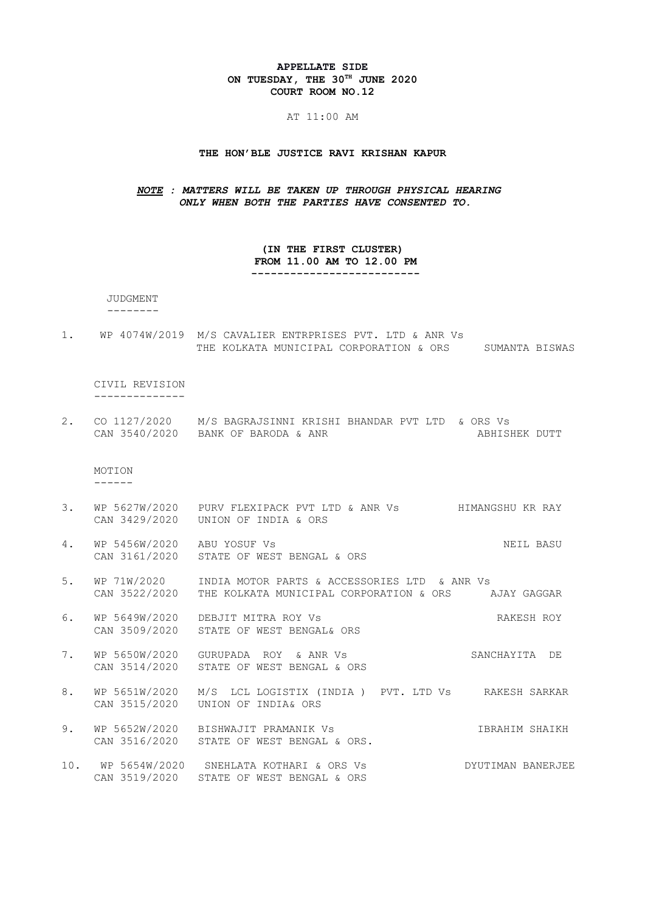**APPELLATE SIDE**
**ON TUESDAY, THE 30TH JUNE 2020**
**COURT ROOM NO.12**

AT 11:00 AM

**THE HON'BLE JUSTICE RAVI KRISHAN KAPUR**

***NOTE : MATTERS WILL BE TAKEN UP THROUGH PHYSICAL HEARING ONLY WHEN BOTH THE PARTIES HAVE CONSENTED TO.***

**(IN THE FIRST CLUSTER)**
**FROM 11.00 AM TO 12.00 PM**

JUDGMENT

| No. | Case No. | Parties | Advocate |
|---|---|---|---|
| 1. | WP 4074W/2019 | M/S CAVALIER ENTRPRISES PVT. LTD & ANR Vs THE KOLKATA MUNICIPAL CORPORATION & ORS | SUMANTA BISWAS |

CIVIL REVISION

| No. | Case No. | Parties | Advocate |
|---|---|---|---|
| 2. | CO 1127/2020<br>CAN 3540/2020 | M/S BAGRAJSINNI KRISHI BHANDAR PVT LTD & ORS Vs BANK OF BARODA & ANR | ABHISHEK DUTT |

MOTION

| No. | Case No. | Parties | Advocate |
|---|---|---|---|
| 3. | WP 5627W/2020<br>CAN 3429/2020 | PURV FLEXIPACK PVT LTD & ANR Vs UNION OF INDIA & ORS | HIMANGSHU KR RAY |
| 4. | WP 5456W/2020<br>CAN 3161/2020 | ABU YOSUF Vs STATE OF WEST BENGAL & ORS | NEIL BASU |
| 5. | WP 71W/2020<br>CAN 3522/2020 | INDIA MOTOR PARTS & ACCESSORIES LTD & ANR Vs THE KOLKATA MUNICIPAL CORPORATION & ORS | AJAY GAGGAR |
| 6. | WP 5649W/2020<br>CAN 3509/2020 | DEBJIT MITRA ROY Vs STATE OF WEST BENGAL& ORS | RAKESH ROY |
| 7. | WP 5650W/2020<br>CAN 3514/2020 | GURUPADA ROY & ANR Vs STATE OF WEST BENGAL & ORS | SANCHAYITA DE |
| 8. | WP 5651W/2020<br>CAN 3515/2020 | M/S LCL LOGISTIX (INDIA ) PVT. LTD Vs UNION OF INDIA& ORS | RAKESH SARKAR |
| 9. | WP 5652W/2020<br>CAN 3516/2020 | BISHWAJIT PRAMANIK Vs STATE OF WEST BENGAL & ORS. | IBRAHIM SHAIKH |
| 10. | WP 5654W/2020<br>CAN 3519/2020 | SNEHLATA KOTHARI & ORS Vs STATE OF WEST BENGAL & ORS | DYUTIMAN BANERJEE |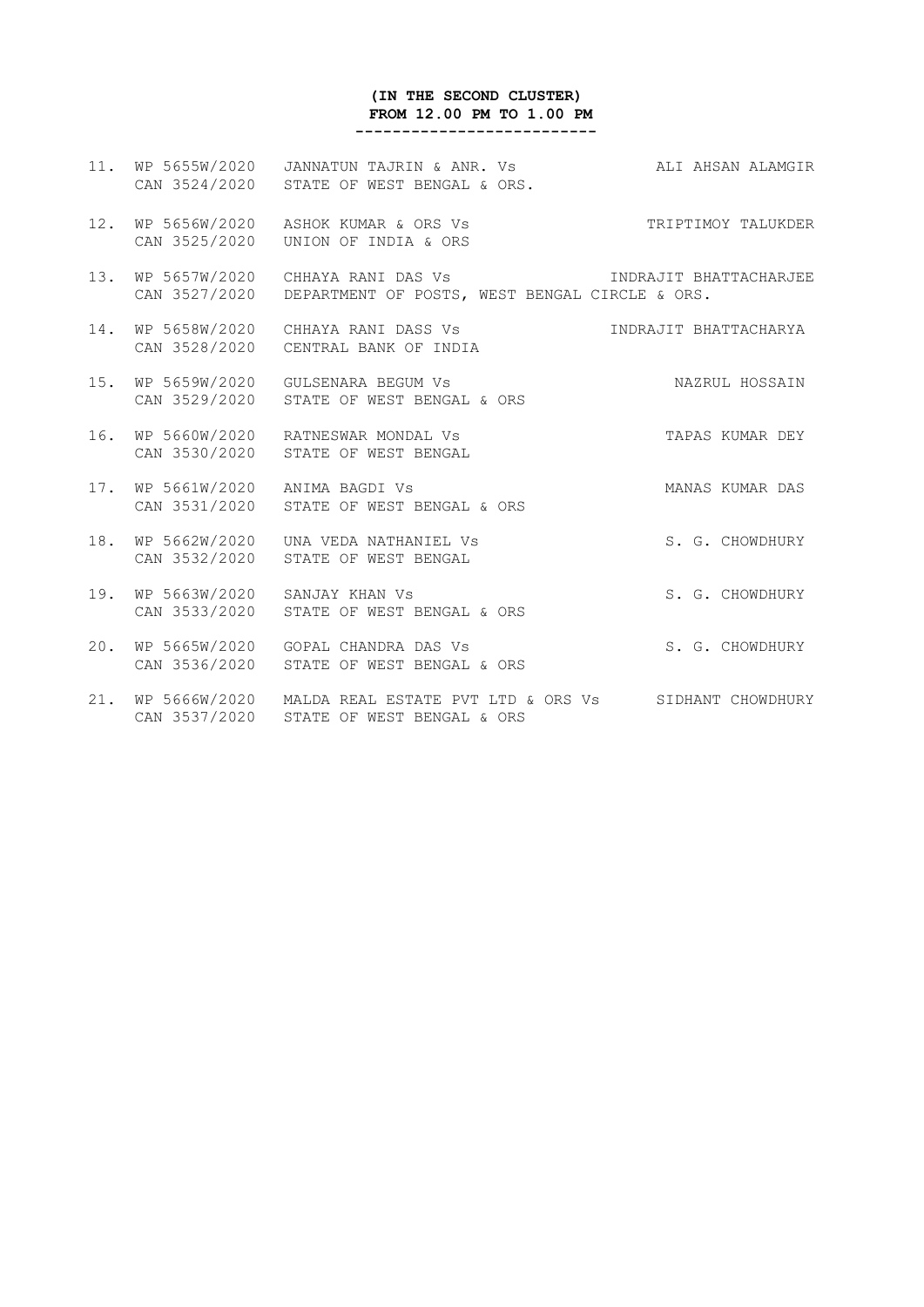**(IN THE SECOND CLUSTER)**
**FROM 12.00 PM TO 1.00 PM**

--------------------------

| No. | Case No. | Parties | Advocate |
|---|---|---|---|
| 11. | WP 5655W/2020<br>CAN 3524/2020 | JANNATUN TAJRIN & ANR. Vs<br>STATE OF WEST BENGAL & ORS. | ALI AHSAN ALAMGIR |
| 12. | WP 5656W/2020<br>CAN 3525/2020 | ASHOK KUMAR & ORS Vs<br>UNION OF INDIA & ORS | TRIPTIMOY TALUKDER |
| 13. | WP 5657W/2020<br>CAN 3527/2020 | CHHAYA RANI DAS Vs<br>DEPARTMENT OF POSTS, WEST BENGAL CIRCLE & ORS. | INDRAJIT BHATTACHARJEE |
| 14. | WP 5658W/2020<br>CAN 3528/2020 | CHHAYA RANI DASS Vs<br>CENTRAL BANK OF INDIA | INDRAJIT BHATTACHARYA |
| 15. | WP 5659W/2020<br>CAN 3529/2020 | GULSENARA BEGUM Vs<br>STATE OF WEST BENGAL & ORS | NAZRUL HOSSAIN |
| 16. | WP 5660W/2020<br>CAN 3530/2020 | RATNESWAR MONDAL Vs<br>STATE OF WEST BENGAL | TAPAS KUMAR DEY |
| 17. | WP 5661W/2020<br>CAN 3531/2020 | ANIMA BAGDI Vs<br>STATE OF WEST BENGAL & ORS | MANAS KUMAR DAS |
| 18. | WP 5662W/2020<br>CAN 3532/2020 | UNA VEDA NATHANIEL Vs<br>STATE OF WEST BENGAL | S. G. CHOWDHURY |
| 19. | WP 5663W/2020<br>CAN 3533/2020 | SANJAY KHAN Vs<br>STATE OF WEST BENGAL & ORS | S. G. CHOWDHURY |
| 20. | WP 5665W/2020<br>CAN 3536/2020 | GOPAL CHANDRA DAS Vs<br>STATE OF WEST BENGAL & ORS | S. G. CHOWDHURY |
| 21. | WP 5666W/2020<br>CAN 3537/2020 | MALDA REAL ESTATE PVT LTD & ORS Vs<br>STATE OF WEST BENGAL & ORS | SIDHANT CHOWDHURY |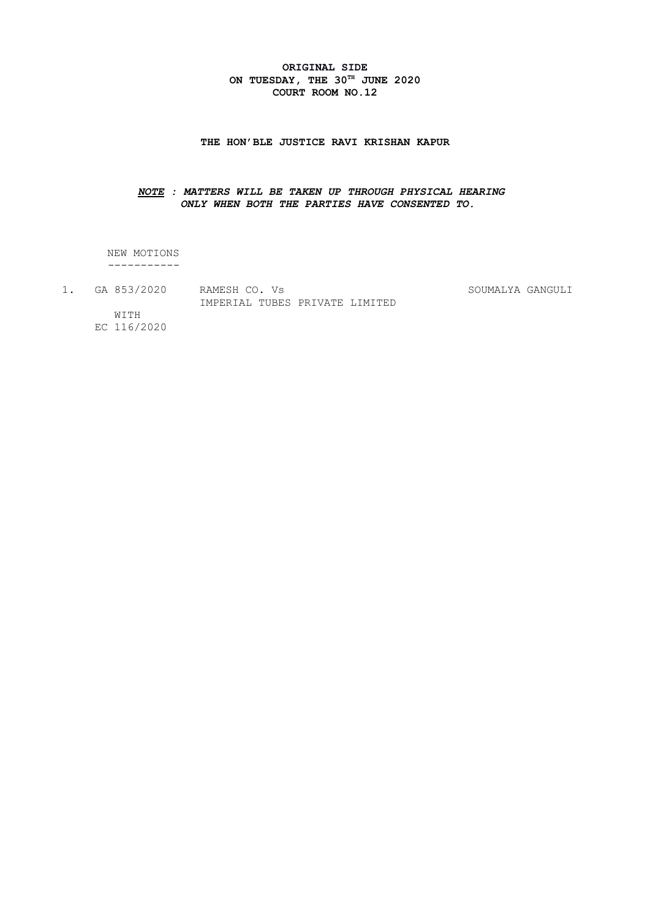**ORIGINAL SIDE**
**ON TUESDAY, THE 30TH JUNE 2020**
**COURT ROOM NO.12**

**THE HON'BLE JUSTICE RAVI KRISHAN KAPUR**

***NOTE : MATTERS WILL BE TAKEN UP THROUGH PHYSICAL HEARING ONLY WHEN BOTH THE PARTIES HAVE CONSENTED TO.***

NEW MOTIONS
-----------

1. GA 853/2020 RAMESH CO. Vs IMPERIAL TUBES PRIVATE LIMITED SOUMALYA GANGULI
 WITH
 EC 116/2020